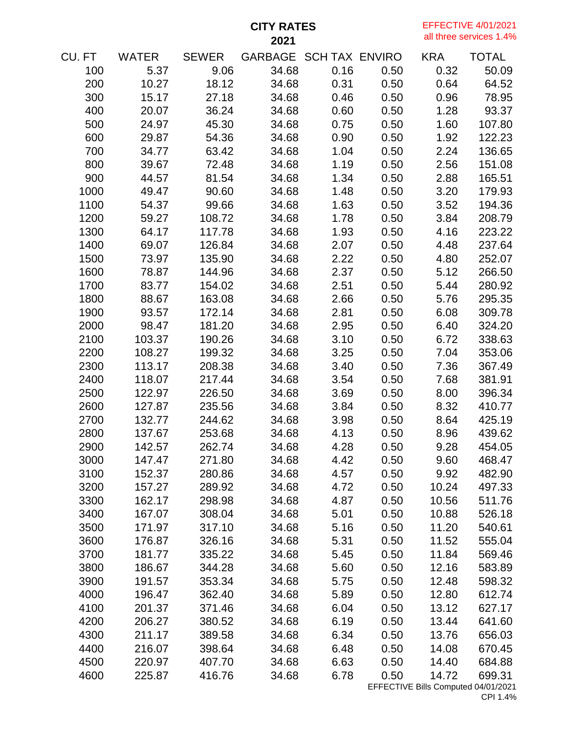# CITY RATES
## 2021

EFFECTIVE 4/01/2021
all three services 1.4%

| CU. FT | WATER | SEWER | GARBAGE | SCH TAX | ENVIRO | KRA | TOTAL |
|---|---|---|---|---|---|---|---|
| 100 | 5.37 | 9.06 | 34.68 | 0.16 | 0.50 | 0.32 | 50.09 |
| 200 | 10.27 | 18.12 | 34.68 | 0.31 | 0.50 | 0.64 | 64.52 |
| 300 | 15.17 | 27.18 | 34.68 | 0.46 | 0.50 | 0.96 | 78.95 |
| 400 | 20.07 | 36.24 | 34.68 | 0.60 | 0.50 | 1.28 | 93.37 |
| 500 | 24.97 | 45.30 | 34.68 | 0.75 | 0.50 | 1.60 | 107.80 |
| 600 | 29.87 | 54.36 | 34.68 | 0.90 | 0.50 | 1.92 | 122.23 |
| 700 | 34.77 | 63.42 | 34.68 | 1.04 | 0.50 | 2.24 | 136.65 |
| 800 | 39.67 | 72.48 | 34.68 | 1.19 | 0.50 | 2.56 | 151.08 |
| 900 | 44.57 | 81.54 | 34.68 | 1.34 | 0.50 | 2.88 | 165.51 |
| 1000 | 49.47 | 90.60 | 34.68 | 1.48 | 0.50 | 3.20 | 179.93 |
| 1100 | 54.37 | 99.66 | 34.68 | 1.63 | 0.50 | 3.52 | 194.36 |
| 1200 | 59.27 | 108.72 | 34.68 | 1.78 | 0.50 | 3.84 | 208.79 |
| 1300 | 64.17 | 117.78 | 34.68 | 1.93 | 0.50 | 4.16 | 223.22 |
| 1400 | 69.07 | 126.84 | 34.68 | 2.07 | 0.50 | 4.48 | 237.64 |
| 1500 | 73.97 | 135.90 | 34.68 | 2.22 | 0.50 | 4.80 | 252.07 |
| 1600 | 78.87 | 144.96 | 34.68 | 2.37 | 0.50 | 5.12 | 266.50 |
| 1700 | 83.77 | 154.02 | 34.68 | 2.51 | 0.50 | 5.44 | 280.92 |
| 1800 | 88.67 | 163.08 | 34.68 | 2.66 | 0.50 | 5.76 | 295.35 |
| 1900 | 93.57 | 172.14 | 34.68 | 2.81 | 0.50 | 6.08 | 309.78 |
| 2000 | 98.47 | 181.20 | 34.68 | 2.95 | 0.50 | 6.40 | 324.20 |
| 2100 | 103.37 | 190.26 | 34.68 | 3.10 | 0.50 | 6.72 | 338.63 |
| 2200 | 108.27 | 199.32 | 34.68 | 3.25 | 0.50 | 7.04 | 353.06 |
| 2300 | 113.17 | 208.38 | 34.68 | 3.40 | 0.50 | 7.36 | 367.49 |
| 2400 | 118.07 | 217.44 | 34.68 | 3.54 | 0.50 | 7.68 | 381.91 |
| 2500 | 122.97 | 226.50 | 34.68 | 3.69 | 0.50 | 8.00 | 396.34 |
| 2600 | 127.87 | 235.56 | 34.68 | 3.84 | 0.50 | 8.32 | 410.77 |
| 2700 | 132.77 | 244.62 | 34.68 | 3.98 | 0.50 | 8.64 | 425.19 |
| 2800 | 137.67 | 253.68 | 34.68 | 4.13 | 0.50 | 8.96 | 439.62 |
| 2900 | 142.57 | 262.74 | 34.68 | 4.28 | 0.50 | 9.28 | 454.05 |
| 3000 | 147.47 | 271.80 | 34.68 | 4.42 | 0.50 | 9.60 | 468.47 |
| 3100 | 152.37 | 280.86 | 34.68 | 4.57 | 0.50 | 9.92 | 482.90 |
| 3200 | 157.27 | 289.92 | 34.68 | 4.72 | 0.50 | 10.24 | 497.33 |
| 3300 | 162.17 | 298.98 | 34.68 | 4.87 | 0.50 | 10.56 | 511.76 |
| 3400 | 167.07 | 308.04 | 34.68 | 5.01 | 0.50 | 10.88 | 526.18 |
| 3500 | 171.97 | 317.10 | 34.68 | 5.16 | 0.50 | 11.20 | 540.61 |
| 3600 | 176.87 | 326.16 | 34.68 | 5.31 | 0.50 | 11.52 | 555.04 |
| 3700 | 181.77 | 335.22 | 34.68 | 5.45 | 0.50 | 11.84 | 569.46 |
| 3800 | 186.67 | 344.28 | 34.68 | 5.60 | 0.50 | 12.16 | 583.89 |
| 3900 | 191.57 | 353.34 | 34.68 | 5.75 | 0.50 | 12.48 | 598.32 |
| 4000 | 196.47 | 362.40 | 34.68 | 5.89 | 0.50 | 12.80 | 612.74 |
| 4100 | 201.37 | 371.46 | 34.68 | 6.04 | 0.50 | 13.12 | 627.17 |
| 4200 | 206.27 | 380.52 | 34.68 | 6.19 | 0.50 | 13.44 | 641.60 |
| 4300 | 211.17 | 389.58 | 34.68 | 6.34 | 0.50 | 13.76 | 656.03 |
| 4400 | 216.07 | 398.64 | 34.68 | 6.48 | 0.50 | 14.08 | 670.45 |
| 4500 | 220.97 | 407.70 | 34.68 | 6.63 | 0.50 | 14.40 | 684.88 |
| 4600 | 225.87 | 416.76 | 34.68 | 6.78 | 0.50 | 14.72 | 699.31 |

EFFECTIVE Bills Computed 04/01/2021
CPI 1.4%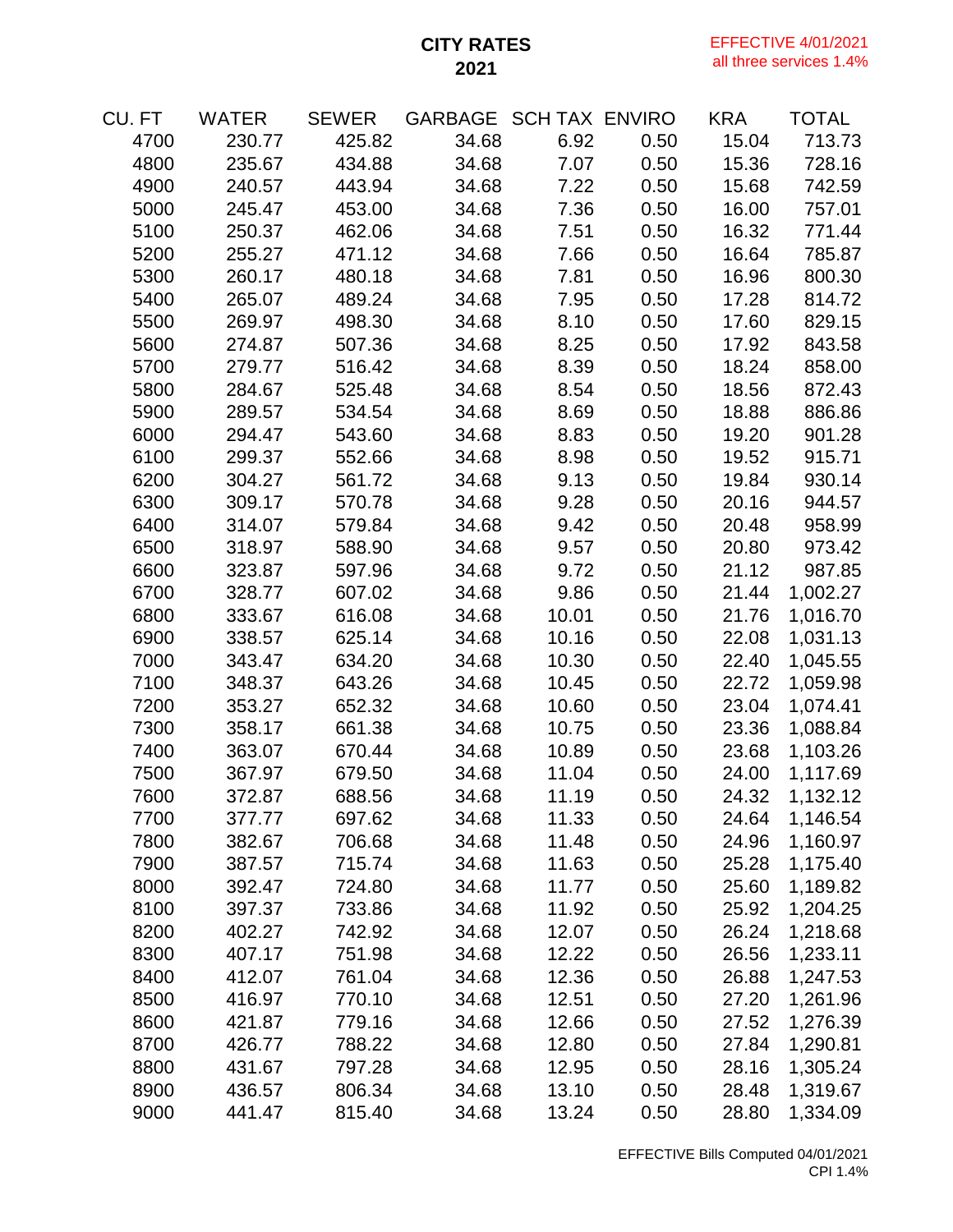# CITY RATES
## 2021

EFFECTIVE 4/01/2021
all three services 1.4%

| CU. FT | WATER | SEWER | GARBAGE | SCH TAX | ENVIRO | KRA | TOTAL |
|---|---|---|---|---|---|---|---|
| 4700 | 230.77 | 425.82 | 34.68 | 6.92 | 0.50 | 15.04 | 713.73 |
| 4800 | 235.67 | 434.88 | 34.68 | 7.07 | 0.50 | 15.36 | 728.16 |
| 4900 | 240.57 | 443.94 | 34.68 | 7.22 | 0.50 | 15.68 | 742.59 |
| 5000 | 245.47 | 453.00 | 34.68 | 7.36 | 0.50 | 16.00 | 757.01 |
| 5100 | 250.37 | 462.06 | 34.68 | 7.51 | 0.50 | 16.32 | 771.44 |
| 5200 | 255.27 | 471.12 | 34.68 | 7.66 | 0.50 | 16.64 | 785.87 |
| 5300 | 260.17 | 480.18 | 34.68 | 7.81 | 0.50 | 16.96 | 800.30 |
| 5400 | 265.07 | 489.24 | 34.68 | 7.95 | 0.50 | 17.28 | 814.72 |
| 5500 | 269.97 | 498.30 | 34.68 | 8.10 | 0.50 | 17.60 | 829.15 |
| 5600 | 274.87 | 507.36 | 34.68 | 8.25 | 0.50 | 17.92 | 843.58 |
| 5700 | 279.77 | 516.42 | 34.68 | 8.39 | 0.50 | 18.24 | 858.00 |
| 5800 | 284.67 | 525.48 | 34.68 | 8.54 | 0.50 | 18.56 | 872.43 |
| 5900 | 289.57 | 534.54 | 34.68 | 8.69 | 0.50 | 18.88 | 886.86 |
| 6000 | 294.47 | 543.60 | 34.68 | 8.83 | 0.50 | 19.20 | 901.28 |
| 6100 | 299.37 | 552.66 | 34.68 | 8.98 | 0.50 | 19.52 | 915.71 |
| 6200 | 304.27 | 561.72 | 34.68 | 9.13 | 0.50 | 19.84 | 930.14 |
| 6300 | 309.17 | 570.78 | 34.68 | 9.28 | 0.50 | 20.16 | 944.57 |
| 6400 | 314.07 | 579.84 | 34.68 | 9.42 | 0.50 | 20.48 | 958.99 |
| 6500 | 318.97 | 588.90 | 34.68 | 9.57 | 0.50 | 20.80 | 973.42 |
| 6600 | 323.87 | 597.96 | 34.68 | 9.72 | 0.50 | 21.12 | 987.85 |
| 6700 | 328.77 | 607.02 | 34.68 | 9.86 | 0.50 | 21.44 | 1,002.27 |
| 6800 | 333.67 | 616.08 | 34.68 | 10.01 | 0.50 | 21.76 | 1,016.70 |
| 6900 | 338.57 | 625.14 | 34.68 | 10.16 | 0.50 | 22.08 | 1,031.13 |
| 7000 | 343.47 | 634.20 | 34.68 | 10.30 | 0.50 | 22.40 | 1,045.55 |
| 7100 | 348.37 | 643.26 | 34.68 | 10.45 | 0.50 | 22.72 | 1,059.98 |
| 7200 | 353.27 | 652.32 | 34.68 | 10.60 | 0.50 | 23.04 | 1,074.41 |
| 7300 | 358.17 | 661.38 | 34.68 | 10.75 | 0.50 | 23.36 | 1,088.84 |
| 7400 | 363.07 | 670.44 | 34.68 | 10.89 | 0.50 | 23.68 | 1,103.26 |
| 7500 | 367.97 | 679.50 | 34.68 | 11.04 | 0.50 | 24.00 | 1,117.69 |
| 7600 | 372.87 | 688.56 | 34.68 | 11.19 | 0.50 | 24.32 | 1,132.12 |
| 7700 | 377.77 | 697.62 | 34.68 | 11.33 | 0.50 | 24.64 | 1,146.54 |
| 7800 | 382.67 | 706.68 | 34.68 | 11.48 | 0.50 | 24.96 | 1,160.97 |
| 7900 | 387.57 | 715.74 | 34.68 | 11.63 | 0.50 | 25.28 | 1,175.40 |
| 8000 | 392.47 | 724.80 | 34.68 | 11.77 | 0.50 | 25.60 | 1,189.82 |
| 8100 | 397.37 | 733.86 | 34.68 | 11.92 | 0.50 | 25.92 | 1,204.25 |
| 8200 | 402.27 | 742.92 | 34.68 | 12.07 | 0.50 | 26.24 | 1,218.68 |
| 8300 | 407.17 | 751.98 | 34.68 | 12.22 | 0.50 | 26.56 | 1,233.11 |
| 8400 | 412.07 | 761.04 | 34.68 | 12.36 | 0.50 | 26.88 | 1,247.53 |
| 8500 | 416.97 | 770.10 | 34.68 | 12.51 | 0.50 | 27.20 | 1,261.96 |
| 8600 | 421.87 | 779.16 | 34.68 | 12.66 | 0.50 | 27.52 | 1,276.39 |
| 8700 | 426.77 | 788.22 | 34.68 | 12.80 | 0.50 | 27.84 | 1,290.81 |
| 8800 | 431.67 | 797.28 | 34.68 | 12.95 | 0.50 | 28.16 | 1,305.24 |
| 8900 | 436.57 | 806.34 | 34.68 | 13.10 | 0.50 | 28.48 | 1,319.67 |
| 9000 | 441.47 | 815.40 | 34.68 | 13.24 | 0.50 | 28.80 | 1,334.09 |

EFFECTIVE Bills Computed 04/01/2021
CPI 1.4%